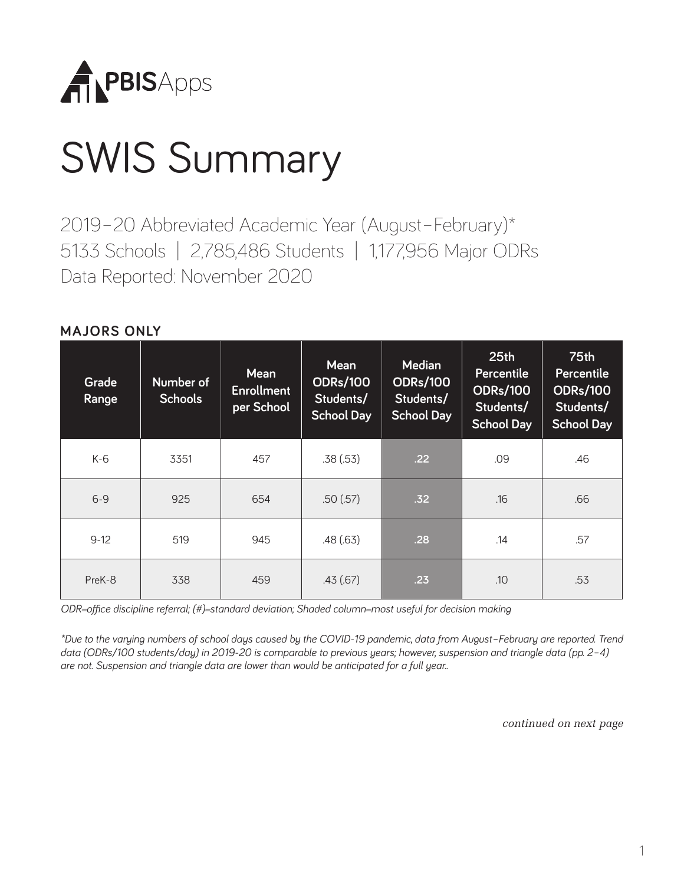PBISApps

# SWIS Summary

2019–20 Abbreviated Academic Year (August–February)*
5133 Schools | 2,785,486 Students | 1,177,956 Major ODRs
Data Reported: November 2020

## MAJORS ONLY

| Grade Range | Number of Schools | Mean Enrollment per School | Mean ODRs/100 Students/ School Day | Median ODRs/100 Students/ School Day | 25th Percentile ODRs/100 Students/ School Day | 75th Percentile ODRs/100 Students/ School Day |
|---|---|---|---|---|---|---|
| K-6 | 3351 | 457 | .38 (.53) | .22 | .09 | .46 |
| 6-9 | 925 | 654 | .50 (.57) | .32 | .16 | .66 |
| 9-12 | 519 | 945 | .48 (.63) | .28 | .14 | .57 |
| PreK-8 | 338 | 459 | .43 (.67) | .23 | .10 | .53 |

*ODR=office discipline referral; (#)=standard deviation; Shaded column=most useful for decision making*

*\*Due to the varying numbers of school days caused by the COVID-19 pandemic, data from August–February are reported. Trend data (ODRs/100 students/day) in 2019-20 is comparable to previous years; however, suspension and triangle data (pp. 2–4) are not. Suspension and triangle data are lower than would be anticipated for a full year..*

*continued on next page*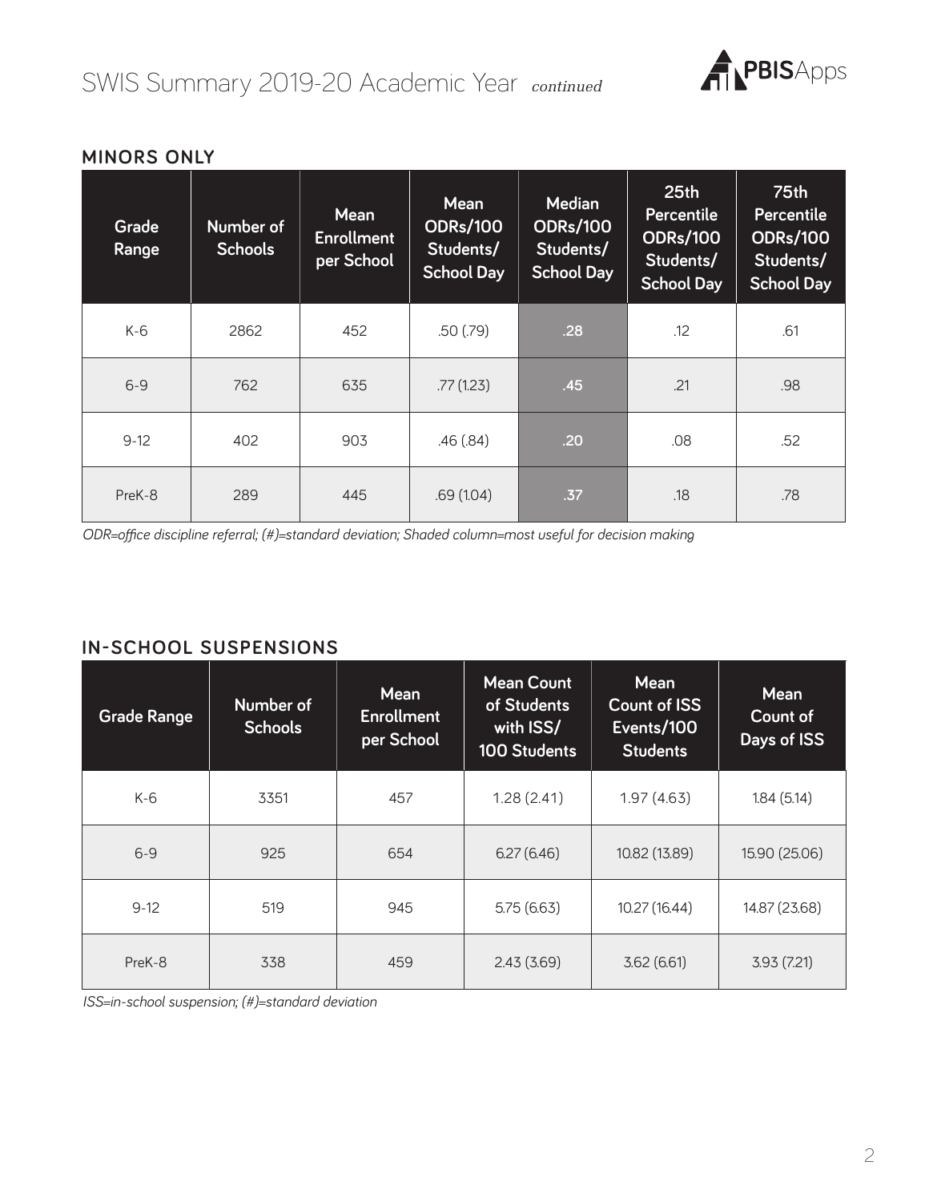## MINORS ONLY

| Grade Range | Number of Schools | Mean Enrollment per School | Mean ODRs/100 Students/ School Day | Median ODRs/100 Students/ School Day | 25th Percentile ODRs/100 Students/ School Day | 75th Percentile ODRs/100 Students/ School Day |
|---|---|---|---|---|---|---|
| K-6 | 2862 | 452 | .50 (.79) | .28 | .12 | .61 |
| 6-9 | 762 | 635 | .77 (1.23) | .45 | .21 | .98 |
| 9-12 | 402 | 903 | .46 (.84) | .20 | .08 | .52 |
| PreK-8 | 289 | 445 | .69 (1.04) | .37 | .18 | .78 |

*ODR=office discipline referral; (#)=standard deviation; Shaded column=most useful for decision making*

## IN-SCHOOL SUSPENSIONS

| Grade Range | Number of Schools | Mean Enrollment per School | Mean Count of Students with ISS/ 100 Students | Mean Count of ISS Events/100 Students | Mean Count of Days of ISS |
|---|---|---|---|---|---|
| K-6 | 3351 | 457 | 1.28 (2.41) | 1.97 (4.63) | 1.84 (5.14) |
| 6-9 | 925 | 654 | 6.27 (6.46) | 10.82 (13.89) | 15.90 (25.06) |
| 9-12 | 519 | 945 | 5.75 (6.63) | 10.27 (16.44) | 14.87 (23.68) |
| PreK-8 | 338 | 459 | 2.43 (3.69) | 3.62 (6.61) | 3.93 (7.21) |

*ISS=in-school suspension; (#)=standard deviation*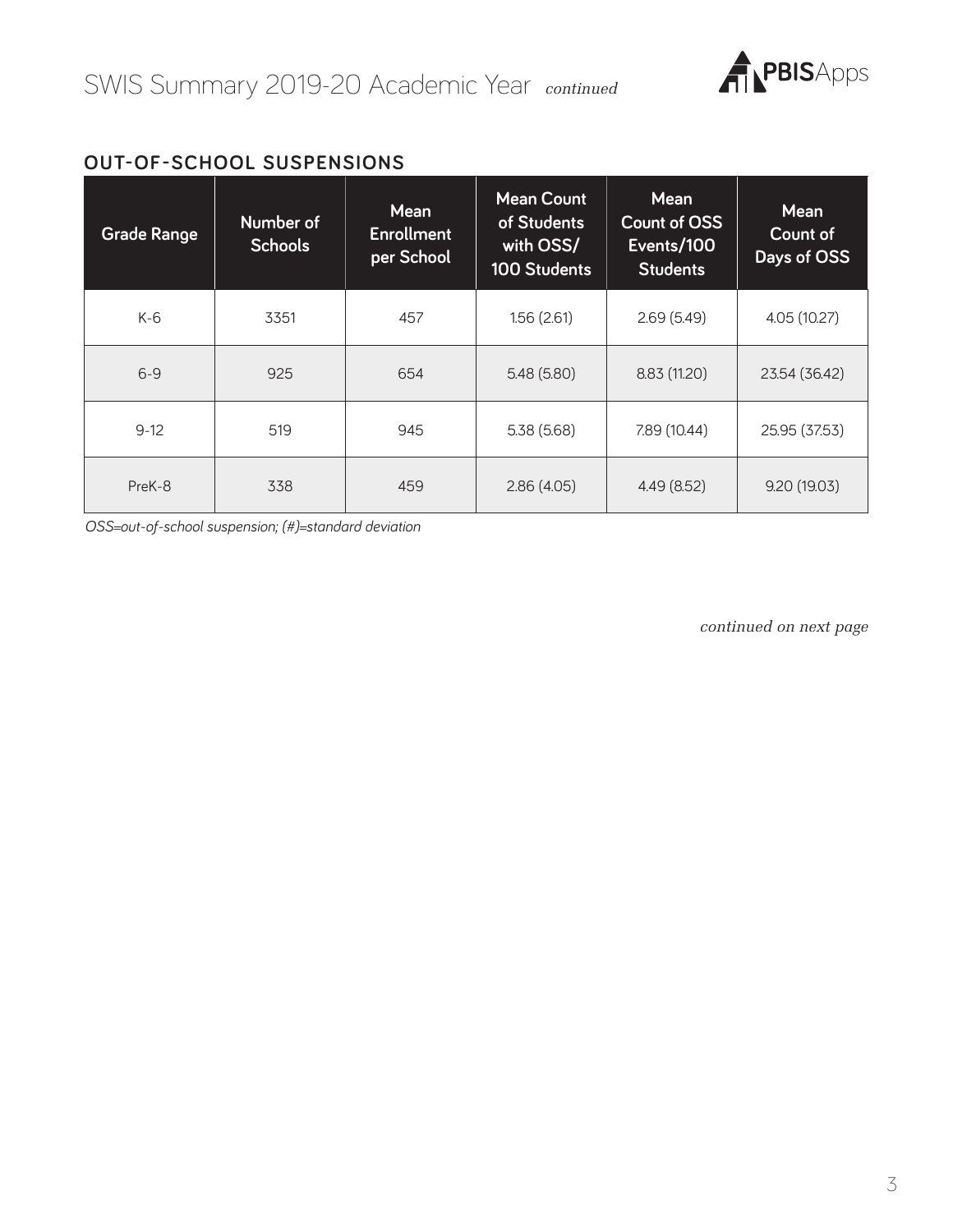## OUT-OF-SCHOOL SUSPENSIONS

| Grade Range | Number of Schools | Mean Enrollment per School | Mean Count of Students with OSS/ 100 Students | Mean Count of OSS Events/100 Students | Mean Count of Days of OSS |
|---|---|---|---|---|---|
| K-6 | 3351 | 457 | 1.56 (2.61) | 2.69 (5.49) | 4.05 (10.27) |
| 6-9 | 925 | 654 | 5.48 (5.80) | 8.83 (11.20) | 23.54 (36.42) |
| 9-12 | 519 | 945 | 5.38 (5.68) | 7.89 (10.44) | 25.95 (37.53) |
| PreK-8 | 338 | 459 | 2.86 (4.05) | 4.49 (8.52) | 9.20 (19.03) |

*OSS=out-of-school suspension; (#)=standard deviation*

*continued on next page*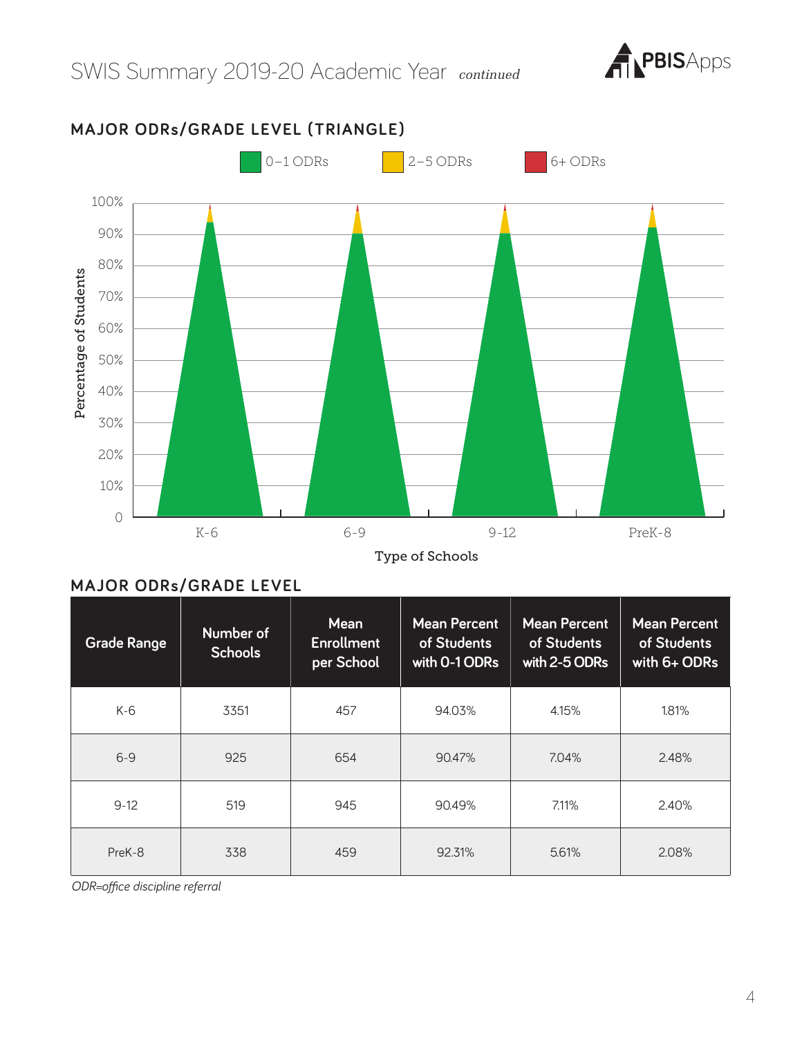## SWIS Summary 2019-20 Academic Year *continued*

### MAJOR ODRs/GRADE LEVEL (TRIANGLE)

0–1 ODRs | 2–5 ODRs | 6+ ODRs

Percentage of Students

Type of Schools

K-6 | 6-9 | 9-12 | PreK-8

### MAJOR ODRs/GRADE LEVEL

| Grade Range | Number of Schools | Mean Enrollment per School | Mean Percent of Students with 0-1 ODRs | Mean Percent of Students with 2-5 ODRs | Mean Percent of Students with 6+ ODRs |
|---|---|---|---|---|---|
| K-6 | 3351 | 457 | 94.03% | 4.15% | 1.81% |
| 6-9 | 925 | 654 | 90.47% | 7.04% | 2.48% |
| 9-12 | 519 | 945 | 90.49% | 7.11% | 2.40% |
| PreK-8 | 338 | 459 | 92.31% | 5.61% | 2.08% |

*ODR=office discipline referral*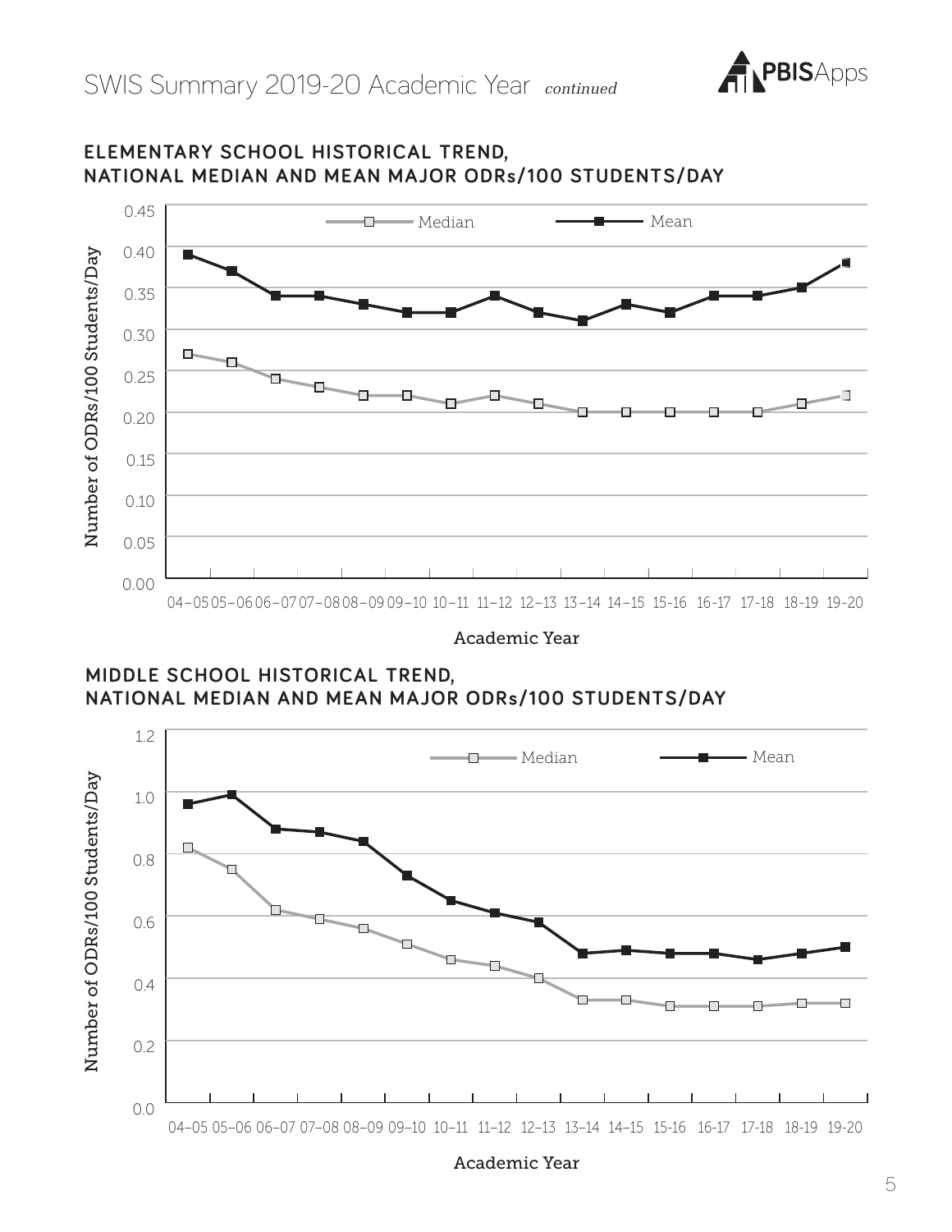# SWIS Summary 2019-20 Academic Year *continued*

## ELEMENTARY SCHOOL HISTORICAL TREND, NATIONAL MEDIAN AND MEAN MAJOR ODRs/100 STUDENTS/DAY

Number of ODRs/100 Students/Day

Median — Mean

0.45
0.40
0.35
0.30
0.25
0.20
0.15
0.10
0.05
0.00

04–05 05–06 06–07 07–08 08–09 09–10 10–11 11–12 12–13 13–14 14–15 15-16 16-17 17-18 18-19 19-20

Academic Year

## MIDDLE SCHOOL HISTORICAL TREND, NATIONAL MEDIAN AND MEAN MAJOR ODRs/100 STUDENTS/DAY

Number of ODRs/100 Students/Day

Median — Mean

1.2
1.0
0.8
0.6
0.4
0.2
0.0

04–05 05–06 06–07 07–08 08–09 09–10 10–11 11–12 12–13 13–14 14–15 15-16 16-17 17-18 18-19 19-20

Academic Year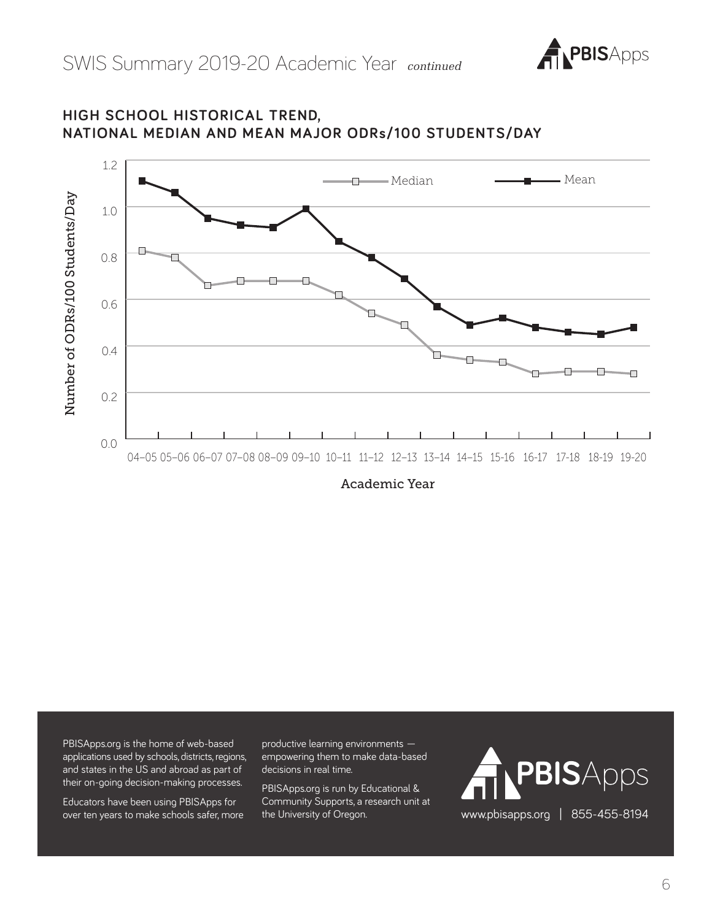# SWIS Summary 2019-20 Academic Year *continued*

## HIGH SCHOOL HISTORICAL TREND, NATIONAL MEDIAN AND MEAN MAJOR ODRs/100 STUDENTS/DAY

Median
Mean

Number of ODRs/100 Students/Day

1.2
1.0
0.8
0.6
0.4
0.2
0.0

04–05 05–06 06–07 07–08 08–09 09–10 10–11 11–12 12–13 13–14 14–15 15-16 16-17 17-18 18-19 19-20

Academic Year

PBISApps.org is the home of web-based applications used by schools, districts, regions, and states in the US and abroad as part of their on-going decision-making processes.

Educators have been using PBISApps for over ten years to make schools safer, more productive learning environments — empowering them to make data-based decisions in real time.

PBISApps.org is run by Educational & Community Supports, a research unit at the University of Oregon.

PBISApps

www.pbisapps.org | 855-455-8194